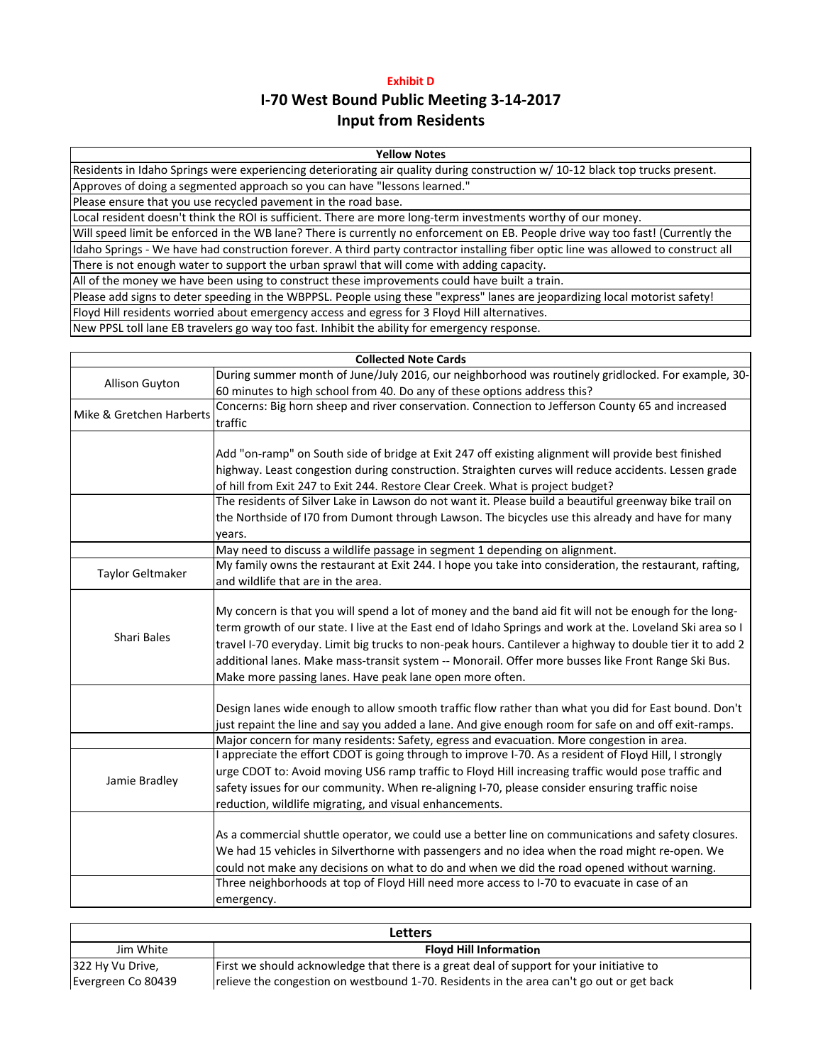**Exhibit D**

# I-70 West Bound Public Meeting 3-14-2017
## Input from Residents

| Yellow Notes |
|---|
| Residents in Idaho Springs were experiencing deteriorating air quality during construction w/ 10-12 black top trucks present. |
| Approves of doing a segmented approach so you can have "lessons learned." |
| Please ensure that you use recycled pavement in the road base. |
| Local resident doesn't think the ROI is sufficient. There are more long-term investments worthy of our money. |
| Will speed limit be enforced in the WB lane? There is currently no enforcement on EB. People drive way too fast! (Currently the |
| Idaho Springs - We have had construction forever. A third party contractor installing fiber optic line was allowed to construct all |
| There is not enough water to support the urban sprawl that will come with adding capacity. |
| All of the money we have been using to construct these improvements could have built a train. |
| Please add signs to deter speeding in the WBPPSL. People using these "express" lanes are jeopardizing local motorist safety! |
| Floyd Hill residents worried about emergency access and egress for 3 Floyd Hill alternatives. |
| New PPSL toll lane EB travelers go way too fast. Inhibit the ability for emergency response. |

| Collected Note Cards | |
|---|---|
| Allison Guyton | During summer month of June/July 2016, our neighborhood was routinely gridlocked. For example, 30-60 minutes to high school from 40. Do any of these options address this? |
| Mike & Gretchen Harberts | Concerns: Big horn sheep and river conservation. Connection to Jefferson County 65 and increased traffic |
| | Add "on-ramp" on South side of bridge at Exit 247 off existing alignment will provide best finished highway. Least congestion during construction. Straighten curves will reduce accidents. Lessen grade of hill from Exit 247 to Exit 244. Restore Clear Creek. What is project budget? |
| | The residents of Silver Lake in Lawson do not want it. Please build a beautiful greenway bike trail on the Northside of I70 from Dumont through Lawson. The bicycles use this already and have for many years. |
| | May need to discuss a wildlife passage in segment 1 depending on alignment. |
| Taylor Geltmaker | My family owns the restaurant at Exit 244. I hope you take into consideration, the restaurant, rafting, and wildlife that are in the area. |
| Shari Bales | My concern is that you will spend a lot of money and the band aid fit will not be enough for the long-term growth of our state. I live at the East end of Idaho Springs and work at the. Loveland Ski area so I travel I-70 everyday. Limit big trucks to non-peak hours. Cantilever a highway to double tier it to add 2 additional lanes. Make mass-transit system -- Monorail. Offer more busses like Front Range Ski Bus. Make more passing lanes. Have peak lane open more often. |
| | Design lanes wide enough to allow smooth traffic flow rather than what you did for East bound. Don't just repaint the line and say you added a lane. And give enough room for safe on and off exit-ramps. |
| | Major concern for many residents: Safety, egress and evacuation. More congestion in area. |
| Jamie Bradley | I appreciate the effort CDOT is going through to improve I-70. As a resident of Floyd Hill, I strongly urge CDOT to: Avoid moving US6 ramp traffic to Floyd Hill increasing traffic would pose traffic and safety issues for our community. When re-aligning I-70, please consider ensuring traffic noise reduction, wildlife migrating, and visual enhancements. |
| | As a commercial shuttle operator, we could use a better line on communications and safety closures. We had 15 vehicles in Silverthorne with passengers and no idea when the road might re-open. We could not make any decisions on what to do and when we did the road opened without warning. |
| | Three neighborhoods at top of Floyd Hill need more access to I-70 to evacuate in case of an emergency. |

| Letters | |
|---|---|
| Jim White | **Floyd Hill Information** |
| 322 Hy Vu Drive, Evergreen Co 80439 | First we should acknowledge that there is a great deal of support for your initiative to relieve the congestion on westbound 1-70. Residents in the area can't go out or get back |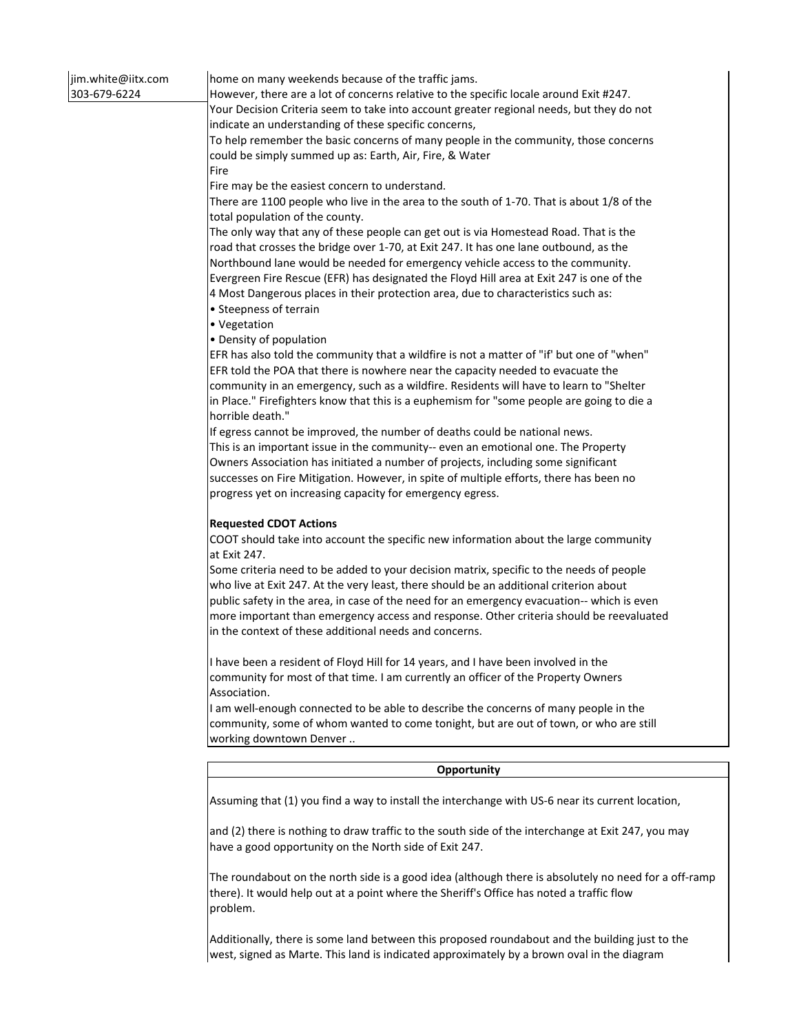jim.white@iitx.com
303-679-6224

home on many weekends because of the traffic jams.
However, there are a lot of concerns relative to the specific locale around Exit #247.
Your Decision Criteria seem to take into account greater regional needs, but they do not indicate an understanding of these specific concerns,
To help remember the basic concerns of many people in the community, those concerns could be simply summed up as: Earth, Air, Fire, & Water
Fire
Fire may be the easiest concern to understand.
There are 1100 people who live in the area to the south of 1-70. That is about 1/8 of the total population of the county.
The only way that any of these people can get out is via Homestead Road. That is the road that crosses the bridge over 1-70, at Exit 247. It has one lane outbound, as the Northbound lane would be needed for emergency vehicle access to the community.
Evergreen Fire Rescue (EFR) has designated the Floyd Hill area at Exit 247 is one of the 4 Most Dangerous places in their protection area, due to characteristics such as:

- Steepness of terrain
- Vegetation
- Density of population

EFR has also told the community that a wildfire is not a matter of "if' but one of "when"
EFR told the POA that there is nowhere near the capacity needed to evacuate the community in an emergency, such as a wildfire. Residents will have to learn to "Shelter in Place." Firefighters know that this is a euphemism for "some people are going to die a horrible death."
If egress cannot be improved, the number of deaths could be national news.
This is an important issue in the community-- even an emotional one. The Property Owners Association has initiated a number of projects, including some significant successes on Fire Mitigation. However, in spite of multiple efforts, there has been no progress yet on increasing capacity for emergency egress.

**Requested CDOT Actions**

COOT should take into account the specific new information about the large community at Exit 247.
Some criteria need to be added to your decision matrix, specific to the needs of people who live at Exit 247. At the very least, there should be an additional criterion about public safety in the area, in case of the need for an emergency evacuation-- which is even more important than emergency access and response. Other criteria should be reevaluated in the context of these additional needs and concerns.

I have been a resident of Floyd Hill for 14 years, and I have been involved in the community for most of that time. I am currently an officer of the Property Owners Association.
I am well-enough connected to be able to describe the concerns of many people in the community, some of whom wanted to come tonight, but are out of town, or who are still working downtown Denver ..

**Opportunity**

Assuming that (1) you find a way to install the interchange with US-6 near its current location,

and (2) there is nothing to draw traffic to the south side of the interchange at Exit 247, you may have a good opportunity on the North side of Exit 247.

The roundabout on the north side is a good idea (although there is absolutely no need for a off-ramp there). It would help out at a point where the Sheriff's Office has noted a traffic flow problem.

Additionally, there is some land between this proposed roundabout and the building just to the west, signed as Marte. This land is indicated approximately by a brown oval in the diagram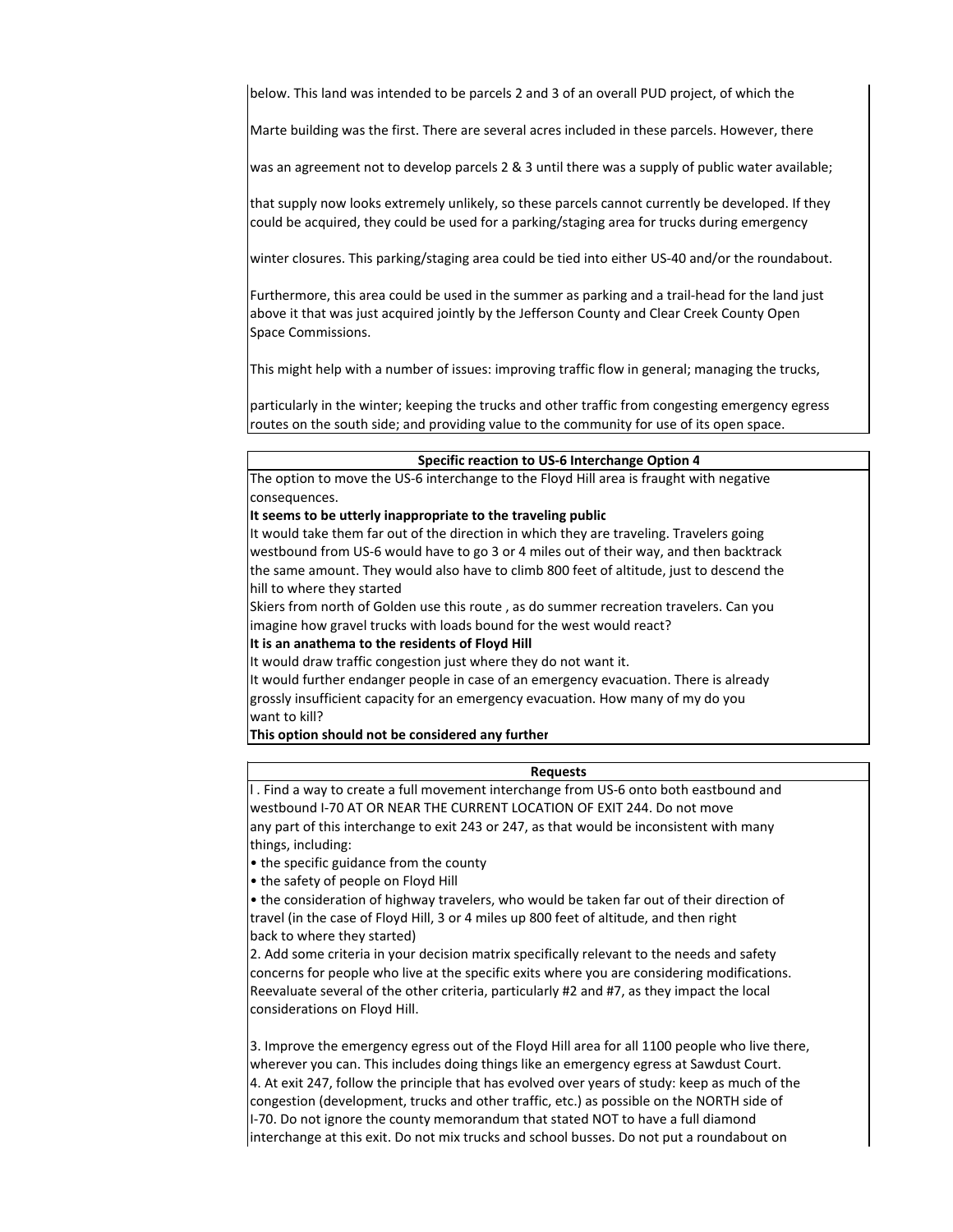below. This land was intended to be parcels 2 and 3 of an overall PUD project, of which the

Marte building was the first. There are several acres included in these parcels. However, there

was an agreement not to develop parcels 2 & 3 until there was a supply of public water available;

that supply now looks extremely unlikely, so these parcels cannot currently be developed. If they could be acquired, they could be used for a parking/staging area for trucks during emergency

winter closures. This parking/staging area could be tied into either US-40 and/or the roundabout.

Furthermore, this area could be used in the summer as parking and a trail-head for the land just above it that was just acquired jointly by the Jefferson County and Clear Creek County Open Space Commissions.

This might help with a number of issues: improving traffic flow in general; managing the trucks,

particularly in the winter; keeping the trucks and other traffic from congesting emergency egress routes on the south side; and providing value to the community for use of its open space.

**Specific reaction to US-6 Interchange Option 4**

The option to move the US-6 interchange to the Floyd Hill area is fraught with negative consequences.

**It seems to be utterly inappropriate to the traveling public**

It would take them far out of the direction in which they are traveling. Travelers going westbound from US-6 would have to go 3 or 4 miles out of their way, and then backtrack the same amount. They would also have to climb 800 feet of altitude, just to descend the hill to where they started

Skiers from north of Golden use this route , as do summer recreation travelers. Can you imagine how gravel trucks with loads bound for the west would react?

**It is an anathema to the residents of Floyd Hill**

It would draw traffic congestion just where they do not want it.

It would further endanger people in case of an emergency evacuation. There is already grossly insufficient capacity for an emergency evacuation. How many of my do you want to kill?

**This option should not be considered any further**

**Requests**

l . Find a way to create a full movement interchange from US-6 onto both eastbound and westbound I-70 AT OR NEAR THE CURRENT LOCATION OF EXIT 244. Do not move any part of this interchange to exit 243 or 247, as that would be inconsistent with many things, including:

- the specific guidance from the county
- the safety of people on Floyd Hill
- the consideration of highway travelers, who would be taken far out of their direction of travel (in the case of Floyd Hill, 3 or 4 miles up 800 feet of altitude, and then right back to where they started)

2. Add some criteria in your decision matrix specifically relevant to the needs and safety concerns for people who live at the specific exits where you are considering modifications. Reevaluate several of the other criteria, particularly #2 and #7, as they impact the local considerations on Floyd Hill.

3. Improve the emergency egress out of the Floyd Hill area for all 1100 people who live there, wherever you can. This includes doing things like an emergency egress at Sawdust Court.

4. At exit 247, follow the principle that has evolved over years of study: keep as much of the congestion (development, trucks and other traffic, etc.) as possible on the NORTH side of I-70. Do not ignore the county memorandum that stated NOT to have a full diamond interchange at this exit. Do not mix trucks and school busses. Do not put a roundabout on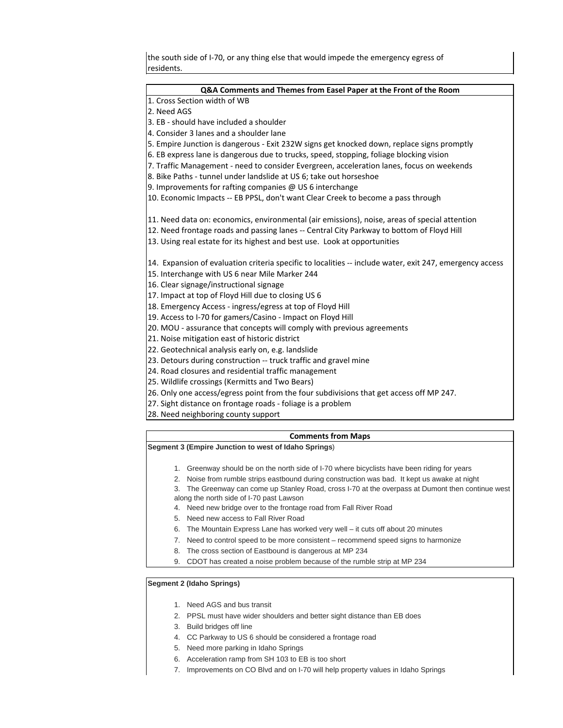the south side of I-70, or any thing else that would impede the emergency egress of residents.

## Q&A Comments and Themes from Easel Paper at the Front of the Room

1. Cross Section width of WB
2. Need AGS
3. EB - should have included a shoulder
4. Consider 3 lanes and a shoulder lane
5. Empire Junction is dangerous - Exit 232W signs get knocked down, replace signs promptly
6. EB express lane is dangerous due to trucks, speed, stopping, foliage blocking vision
7. Traffic Management - need to consider Evergreen, acceleration lanes, focus on weekends
8. Bike Paths - tunnel under landslide at US 6; take out horseshoe
9. Improvements for rafting companies @ US 6 interchange
10. Economic Impacts -- EB PPSL, don't want Clear Creek to become a pass through

11. Need data on: economics, environmental (air emissions), noise, areas of special attention
12. Need frontage roads and passing lanes -- Central City Parkway to bottom of Floyd Hill
13. Using real estate for its highest and best use. Look at opportunities

14. Expansion of evaluation criteria specific to localities -- include water, exit 247, emergency access
15. Interchange with US 6 near Mile Marker 244
16. Clear signage/instructional signage
17. Impact at top of Floyd Hill due to closing US 6
18. Emergency Access - ingress/egress at top of Floyd Hill
19. Access to I-70 for gamers/Casino - Impact on Floyd Hill
20. MOU - assurance that concepts will comply with previous agreements
21. Noise mitigation east of historic district
22. Geotechnical analysis early on, e.g. landslide
23. Detours during construction -- truck traffic and gravel mine
24. Road closures and residential traffic management
25. Wildlife crossings (Kermitts and Two Bears)
26. Only one access/egress point from the four subdivisions that get access off MP 247.
27. Sight distance on frontage roads - foliage is a problem
28. Need neighboring county support

## Comments from Maps

**Segment 3 (Empire Junction to west of Idaho Springs)**

1. Greenway should be on the north side of I-70 where bicyclists have been riding for years
2. Noise from rumble strips eastbound during construction was bad. It kept us awake at night
3. The Greenway can come up Stanley Road, cross I-70 at the overpass at Dumont then continue west along the north side of I-70 past Lawson
4. Need new bridge over to the frontage road from Fall River Road
5. Need new access to Fall River Road
6. The Mountain Express Lane has worked very well – it cuts off about 20 minutes
7. Need to control speed to be more consistent – recommend speed signs to harmonize
8. The cross section of Eastbound is dangerous at MP 234
9. CDOT has created a noise problem because of the rumble strip at MP 234

**Segment 2 (Idaho Springs)**

1. Need AGS and bus transit
2. PPSL must have wider shoulders and better sight distance than EB does
3. Build bridges off line
4. CC Parkway to US 6 should be considered a frontage road
5. Need more parking in Idaho Springs
6. Acceleration ramp from SH 103 to EB is too short
7. Improvements on CO Blvd and on I-70 will help property values in Idaho Springs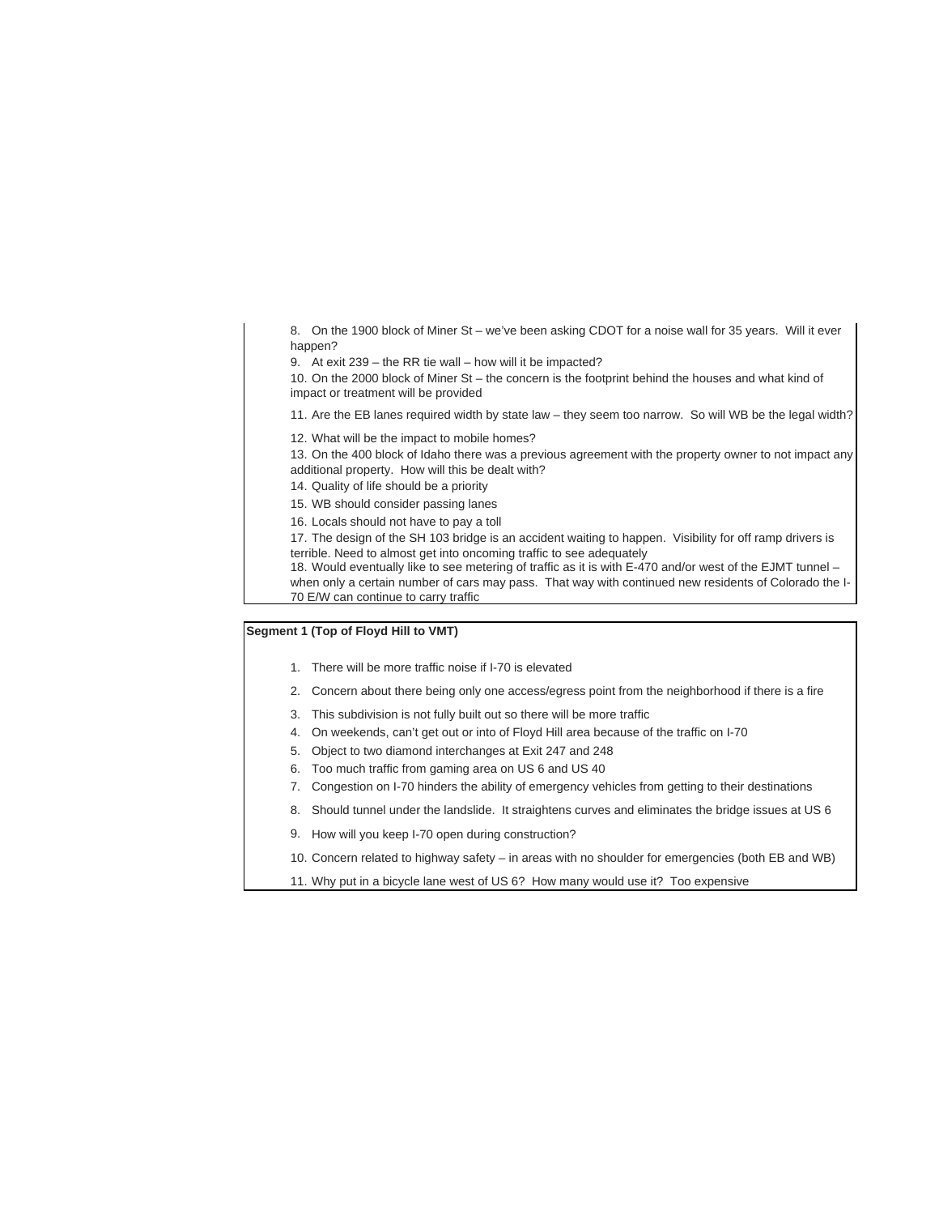8. On the 1900 block of Miner St – we've been asking CDOT for a noise wall for 35 years. Will it ever happen?
9. At exit 239 – the RR tie wall – how will it be impacted?
10. On the 2000 block of Miner St – the concern is the footprint behind the houses and what kind of impact or treatment will be provided
11. Are the EB lanes required width by state law – they seem too narrow. So will WB be the legal width?
12. What will be the impact to mobile homes?
13. On the 400 block of Idaho there was a previous agreement with the property owner to not impact any additional property. How will this be dealt with?
14. Quality of life should be a priority
15. WB should consider passing lanes
16. Locals should not have to pay a toll
17. The design of the SH 103 bridge is an accident waiting to happen. Visibility for off ramp drivers is terrible. Need to almost get into oncoming traffic to see adequately
18. Would eventually like to see metering of traffic as it is with E-470 and/or west of the EJMT tunnel – when only a certain number of cars may pass. That way with continued new residents of Colorado the I-70 E/W can continue to carry traffic

**Segment 1 (Top of Floyd Hill to VMT)**

1. There will be more traffic noise if I-70 is elevated
2. Concern about there being only one access/egress point from the neighborhood if there is a fire
3. This subdivision is not fully built out so there will be more traffic
4. On weekends, can't get out or into of Floyd Hill area because of the traffic on I-70
5. Object to two diamond interchanges at Exit 247 and 248
6. Too much traffic from gaming area on US 6 and US 40
7. Congestion on I-70 hinders the ability of emergency vehicles from getting to their destinations
8. Should tunnel under the landslide. It straightens curves and eliminates the bridge issues at US 6
9. How will you keep I-70 open during construction?
10. Concern related to highway safety – in areas with no shoulder for emergencies (both EB and WB)
11. Why put in a bicycle lane west of US 6? How many would use it? Too expensive